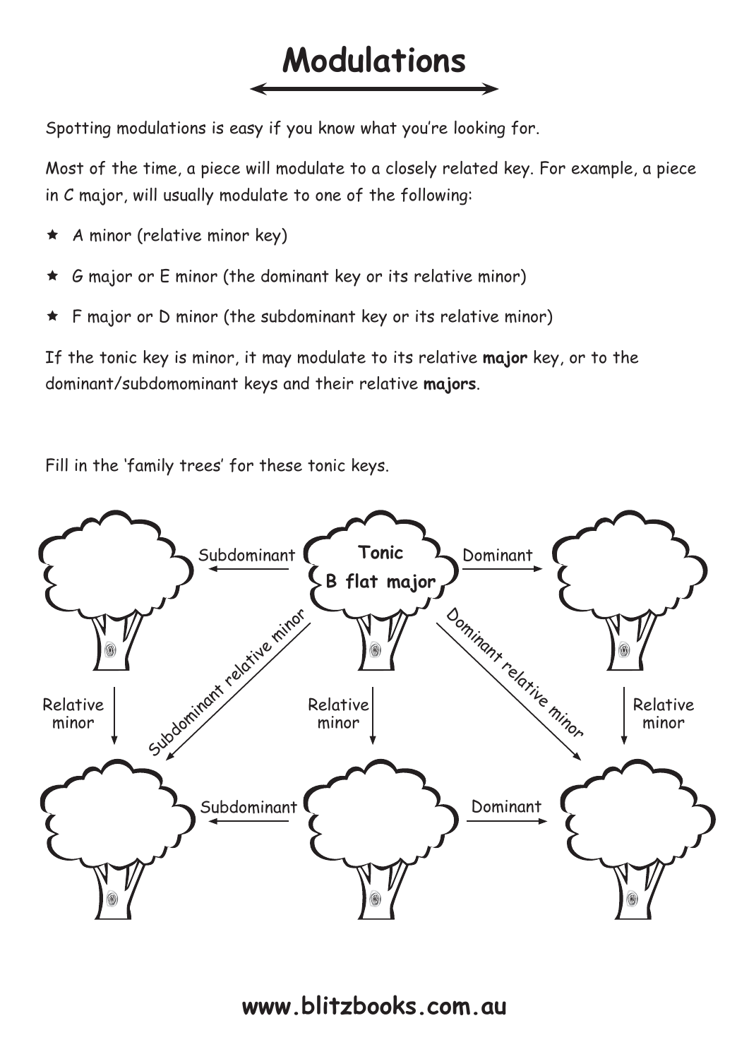# Modulations

Spotting modulations is easy if you know what you're looking for.

Most of the time, a piece will modulate to a closely related key. For example, a piece in C major, will usually modulate to one of the following:

- ★ A minor (relative minor key)
- ★ G major or E minor (the dominant key or its relative minor)
- ★ F major or D minor (the subdominant key or its relative minor)

If the tonic key is minor, it may modulate to its relative **major** key, or to the dominant/subdomominant keys and their relative **majors**.

Fill in the 'family trees' for these tonic keys.

Subdominant ← **Tonic B flat major** → Dominant

Relative minor | Subdominant relative minor | Relative minor | Dominant relative minor | Relative minor

Subdominant ← → Dominant

**www.blitzbooks.com.au**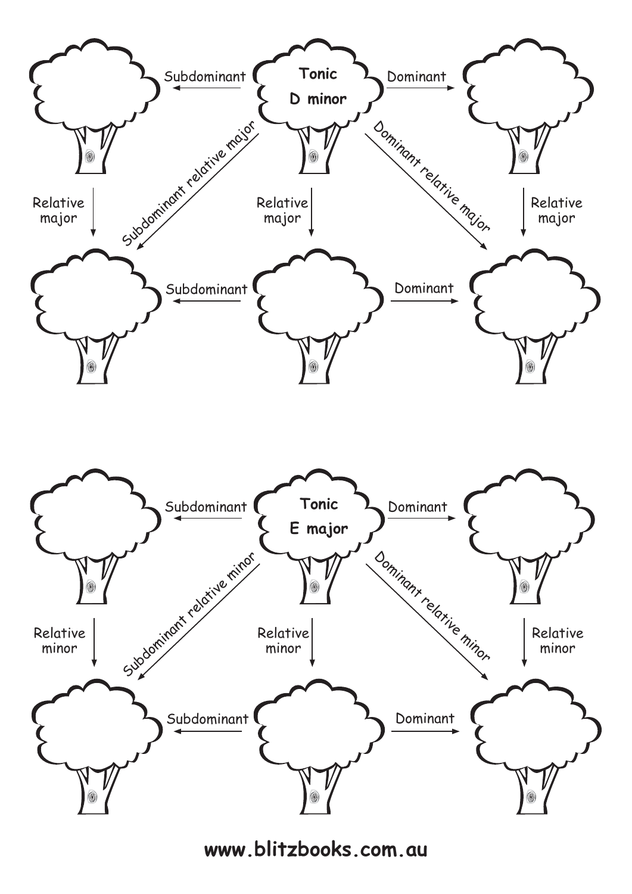Subdominant | **Tonic D minor** | Dominant

Relative major | Subdominant relative major | Relative major | Dominant relative major | Relative major

Subdominant | Dominant

Subdominant | **Tonic E major** | Dominant

Relative minor | Subdominant relative minor | Relative minor | Dominant relative minor | Relative minor

Subdominant | Dominant

**www.blitzbooks.com.au**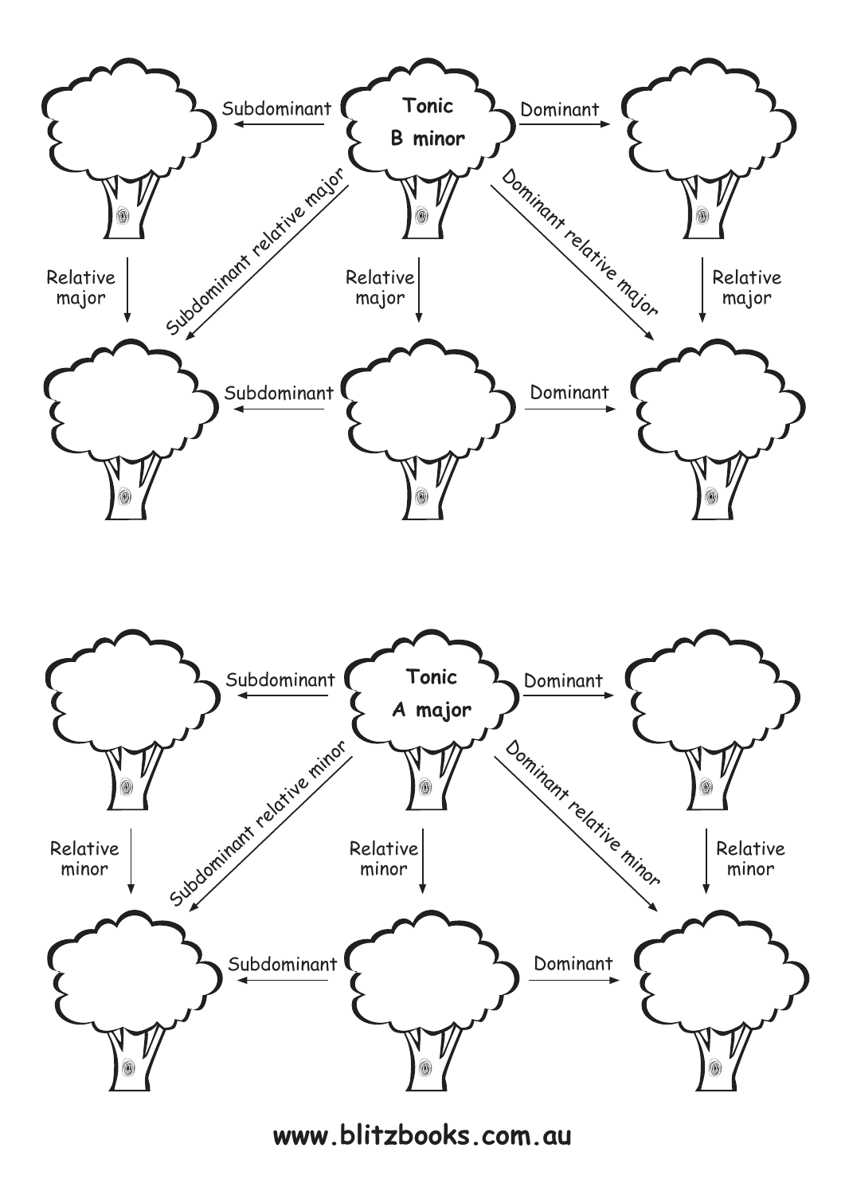Subdominant

Tonic

B minor

Dominant

Subdominant relative major

Dominant relative major

Relative major

Relative major

Relative major

Subdominant

Dominant

Subdominant

Tonic

A major

Dominant

Subdominant relative minor

Dominant relative minor

Relative minor

Relative minor

Relative minor

Subdominant

Dominant

**www.blitzbooks.com.au**